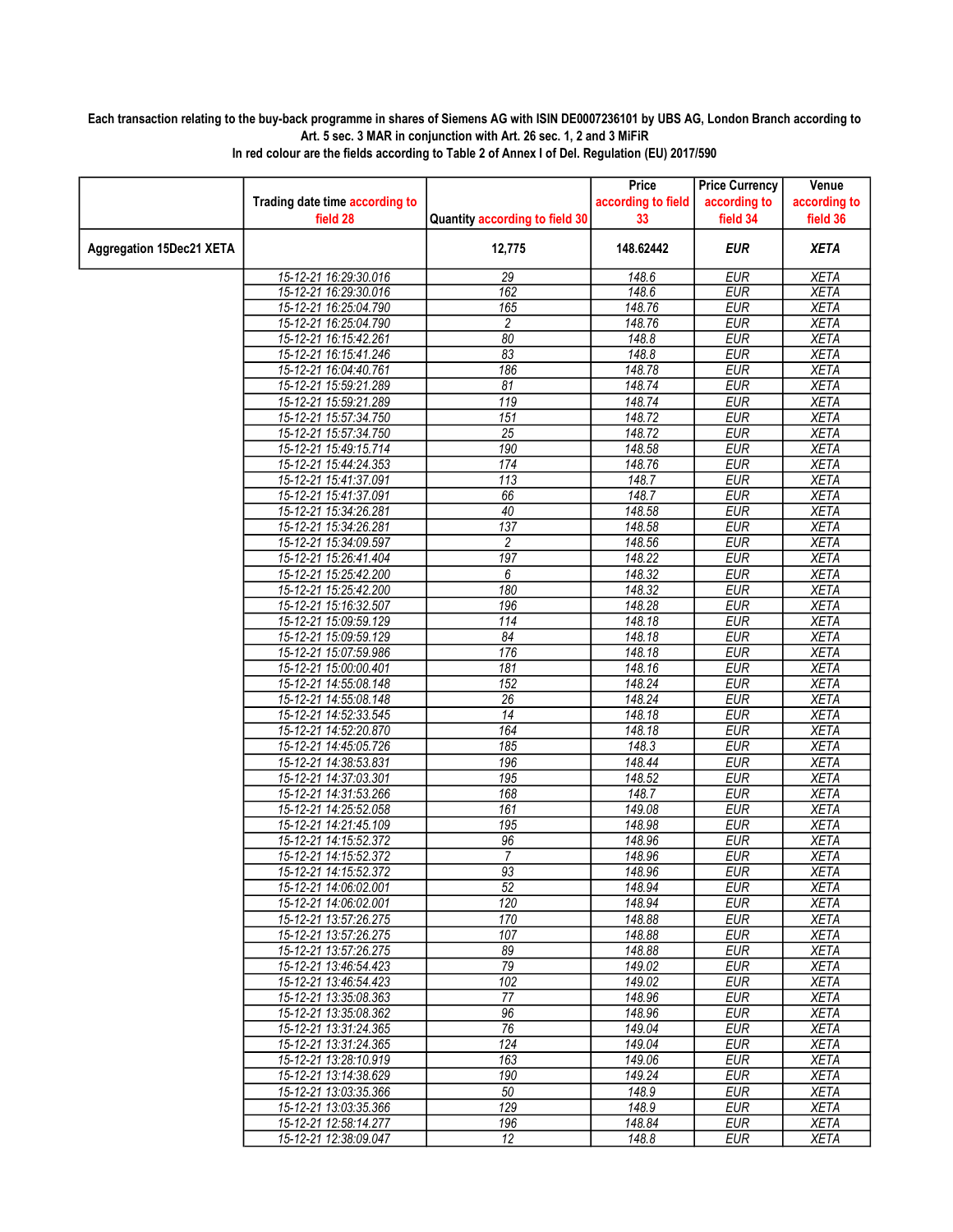**Each transaction relating to the buy-back programme in shares of Siemens AG with ISIN DE0007236101 by UBS AG, London Branch according to Art. 5 sec. 3 MAR in conjunction with Art. 26 sec. 1, 2 and 3 MiFiR**

**In red colour are the fields according to Table 2 of Annex I of Del. Regulation (EU) 2017/590**

| | Trading date time according to field 28 | Quantity according to field 30 | Price according to field 33 | Price Currency according to field 34 | Venue according to field 36 |
|---|---|---|---|---|---|
| **Aggregation 15Dec21 XETA** | | **12,775** | **148.62442** | ***EUR*** | ***XETA*** |
| | 15-12-21 16:29:30.016 | 29 | 148.6 | EUR | XETA |
| | 15-12-21 16:29:30.016 | 162 | 148.6 | EUR | XETA |
| | 15-12-21 16:25:04.790 | 165 | 148.76 | EUR | XETA |
| | 15-12-21 16:25:04.790 | 2 | 148.76 | EUR | XETA |
| | 15-12-21 16:15:42.261 | 80 | 148.8 | EUR | XETA |
| | 15-12-21 16:15:41.246 | 83 | 148.8 | EUR | XETA |
| | 15-12-21 16:04:40.761 | 186 | 148.78 | EUR | XETA |
| | 15-12-21 15:59:21.289 | 81 | 148.74 | EUR | XETA |
| | 15-12-21 15:59:21.289 | 119 | 148.74 | EUR | XETA |
| | 15-12-21 15:57:34.750 | 151 | 148.72 | EUR | XETA |
| | 15-12-21 15:57:34.750 | 25 | 148.72 | EUR | XETA |
| | 15-12-21 15:49:15.714 | 190 | 148.58 | EUR | XETA |
| | 15-12-21 15:44:24.353 | 174 | 148.76 | EUR | XETA |
| | 15-12-21 15:41:37.091 | 113 | 148.7 | EUR | XETA |
| | 15-12-21 15:41:37.091 | 66 | 148.7 | EUR | XETA |
| | 15-12-21 15:34:26.281 | 40 | 148.58 | EUR | XETA |
| | 15-12-21 15:34:26.281 | 137 | 148.58 | EUR | XETA |
| | 15-12-21 15:34:09.597 | 2 | 148.56 | EUR | XETA |
| | 15-12-21 15:26:41.404 | 197 | 148.22 | EUR | XETA |
| | 15-12-21 15:25:42.200 | 6 | 148.32 | EUR | XETA |
| | 15-12-21 15:25:42.200 | 180 | 148.32 | EUR | XETA |
| | 15-12-21 15:16:32.507 | 196 | 148.28 | EUR | XETA |
| | 15-12-21 15:09:59.129 | 114 | 148.18 | EUR | XETA |
| | 15-12-21 15:09:59.129 | 84 | 148.18 | EUR | XETA |
| | 15-12-21 15:07:59.986 | 176 | 148.18 | EUR | XETA |
| | 15-12-21 15:00:00.401 | 181 | 148.16 | EUR | XETA |
| | 15-12-21 14:55:08.148 | 152 | 148.24 | EUR | XETA |
| | 15-12-21 14:55:08.148 | 26 | 148.24 | EUR | XETA |
| | 15-12-21 14:52:33.545 | 14 | 148.18 | EUR | XETA |
| | 15-12-21 14:52:20.870 | 164 | 148.18 | EUR | XETA |
| | 15-12-21 14:45:05.726 | 185 | 148.3 | EUR | XETA |
| | 15-12-21 14:38:53.831 | 196 | 148.44 | EUR | XETA |
| | 15-12-21 14:37:03.301 | 195 | 148.52 | EUR | XETA |
| | 15-12-21 14:31:53.266 | 168 | 148.7 | EUR | XETA |
| | 15-12-21 14:25:52.058 | 161 | 149.08 | EUR | XETA |
| | 15-12-21 14:21:45.109 | 195 | 148.98 | EUR | XETA |
| | 15-12-21 14:15:52.372 | 96 | 148.96 | EUR | XETA |
| | 15-12-21 14:15:52.372 | 7 | 148.96 | EUR | XETA |
| | 15-12-21 14:15:52.372 | 93 | 148.96 | EUR | XETA |
| | 15-12-21 14:06:02.001 | 52 | 148.94 | EUR | XETA |
| | 15-12-21 14:06:02.001 | 120 | 148.94 | EUR | XETA |
| | 15-12-21 13:57:26.275 | 170 | 148.88 | EUR | XETA |
| | 15-12-21 13:57:26.275 | 107 | 148.88 | EUR | XETA |
| | 15-12-21 13:57:26.275 | 89 | 148.88 | EUR | XETA |
| | 15-12-21 13:46:54.423 | 79 | 149.02 | EUR | XETA |
| | 15-12-21 13:46:54.423 | 102 | 149.02 | EUR | XETA |
| | 15-12-21 13:35:08.363 | 77 | 148.96 | EUR | XETA |
| | 15-12-21 13:35:08.362 | 96 | 148.96 | EUR | XETA |
| | 15-12-21 13:31:24.365 | 76 | 149.04 | EUR | XETA |
| | 15-12-21 13:31:24.365 | 124 | 149.04 | EUR | XETA |
| | 15-12-21 13:28:10.919 | 163 | 149.06 | EUR | XETA |
| | 15-12-21 13:14:38.629 | 190 | 149.24 | EUR | XETA |
| | 15-12-21 13:03:35.366 | 50 | 148.9 | EUR | XETA |
| | 15-12-21 13:03:35.366 | 129 | 148.9 | EUR | XETA |
| | 15-12-21 12:58:14.277 | 196 | 148.84 | EUR | XETA |
| | 15-12-21 12:38:09.047 | 12 | 148.8 | EUR | XETA |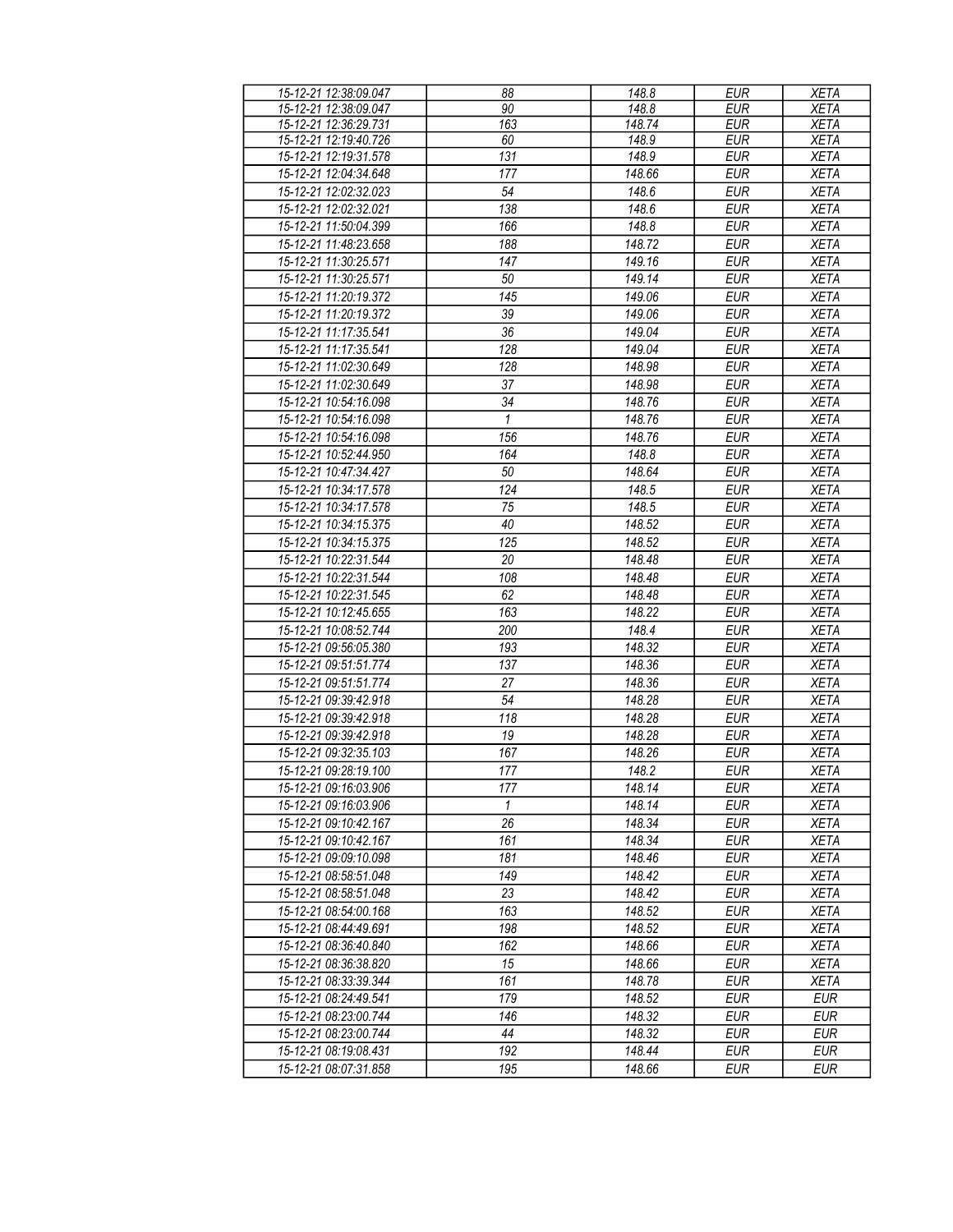| 15-12-21 12:38:09.047 | 88 | 148.8 | EUR | XETA |
|---|---|---|---|---|
| 15-12-21 12:38:09.047 | 90 | 148.8 | EUR | XETA |
| 15-12-21 12:36:29.731 | 163 | 148.74 | EUR | XETA |
| 15-12-21 12:19:40.726 | 60 | 148.9 | EUR | XETA |
| 15-12-21 12:19:31.578 | 131 | 148.9 | EUR | XETA |
| 15-12-21 12:04:34.648 | 177 | 148.66 | EUR | XETA |
| 15-12-21 12:02:32.023 | 54 | 148.6 | EUR | XETA |
| 15-12-21 12:02:32.021 | 138 | 148.6 | EUR | XETA |
| 15-12-21 11:50:04.399 | 166 | 148.8 | EUR | XETA |
| 15-12-21 11:48:23.658 | 188 | 148.72 | EUR | XETA |
| 15-12-21 11:30:25.571 | 147 | 149.16 | EUR | XETA |
| 15-12-21 11:30:25.571 | 50 | 149.14 | EUR | XETA |
| 15-12-21 11:20:19.372 | 145 | 149.06 | EUR | XETA |
| 15-12-21 11:20:19.372 | 39 | 149.06 | EUR | XETA |
| 15-12-21 11:17:35.541 | 36 | 149.04 | EUR | XETA |
| 15-12-21 11:17:35.541 | 128 | 149.04 | EUR | XETA |
| 15-12-21 11:02:30.649 | 128 | 148.98 | EUR | XETA |
| 15-12-21 11:02:30.649 | 37 | 148.98 | EUR | XETA |
| 15-12-21 10:54:16.098 | 34 | 148.76 | EUR | XETA |
| 15-12-21 10:54:16.098 | 1 | 148.76 | EUR | XETA |
| 15-12-21 10:54:16.098 | 156 | 148.76 | EUR | XETA |
| 15-12-21 10:52:44.950 | 164 | 148.8 | EUR | XETA |
| 15-12-21 10:47:34.427 | 50 | 148.64 | EUR | XETA |
| 15-12-21 10:34:17.578 | 124 | 148.5 | EUR | XETA |
| 15-12-21 10:34:17.578 | 75 | 148.5 | EUR | XETA |
| 15-12-21 10:34:15.375 | 40 | 148.52 | EUR | XETA |
| 15-12-21 10:34:15.375 | 125 | 148.52 | EUR | XETA |
| 15-12-21 10:22:31.544 | 20 | 148.48 | EUR | XETA |
| 15-12-21 10:22:31.544 | 108 | 148.48 | EUR | XETA |
| 15-12-21 10:22:31.545 | 62 | 148.48 | EUR | XETA |
| 15-12-21 10:12:45.655 | 163 | 148.22 | EUR | XETA |
| 15-12-21 10:08:52.744 | 200 | 148.4 | EUR | XETA |
| 15-12-21 09:56:05.380 | 193 | 148.32 | EUR | XETA |
| 15-12-21 09:51:51.774 | 137 | 148.36 | EUR | XETA |
| 15-12-21 09:51:51.774 | 27 | 148.36 | EUR | XETA |
| 15-12-21 09:39:42.918 | 54 | 148.28 | EUR | XETA |
| 15-12-21 09:39:42.918 | 118 | 148.28 | EUR | XETA |
| 15-12-21 09:39:42.918 | 19 | 148.28 | EUR | XETA |
| 15-12-21 09:32:35.103 | 167 | 148.26 | EUR | XETA |
| 15-12-21 09:28:19.100 | 177 | 148.2 | EUR | XETA |
| 15-12-21 09:16:03.906 | 177 | 148.14 | EUR | XETA |
| 15-12-21 09:16:03.906 | 1 | 148.14 | EUR | XETA |
| 15-12-21 09:10:42.167 | 26 | 148.34 | EUR | XETA |
| 15-12-21 09:10:42.167 | 161 | 148.34 | EUR | XETA |
| 15-12-21 09:09:10.098 | 181 | 148.46 | EUR | XETA |
| 15-12-21 08:58:51.048 | 149 | 148.42 | EUR | XETA |
| 15-12-21 08:58:51.048 | 23 | 148.42 | EUR | XETA |
| 15-12-21 08:54:00.168 | 163 | 148.52 | EUR | XETA |
| 15-12-21 08:44:49.691 | 198 | 148.52 | EUR | XETA |
| 15-12-21 08:36:40.840 | 162 | 148.66 | EUR | XETA |
| 15-12-21 08:36:38.820 | 15 | 148.66 | EUR | XETA |
| 15-12-21 08:33:39.344 | 161 | 148.78 | EUR | XETA |
| 15-12-21 08:24:49.541 | 179 | 148.52 | EUR | EUR |
| 15-12-21 08:23:00.744 | 146 | 148.32 | EUR | EUR |
| 15-12-21 08:23:00.744 | 44 | 148.32 | EUR | EUR |
| 15-12-21 08:19:08.431 | 192 | 148.44 | EUR | EUR |
| 15-12-21 08:07:31.858 | 195 | 148.66 | EUR | EUR |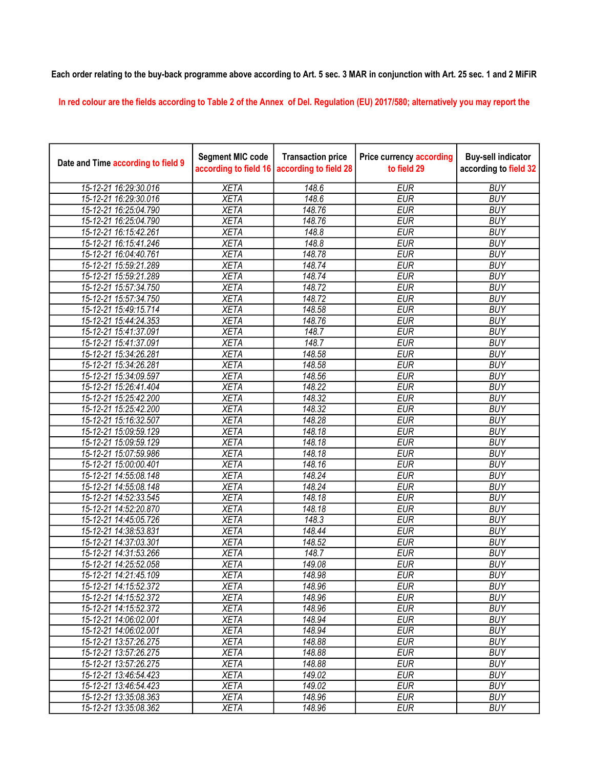Each order relating to the buy-back programme above according to Art. 5 sec. 3 MAR in conjunction with Art. 25 sec. 1 and 2 MiFiR

In red colour are the fields according to Table 2 of the Annex of Del. Regulation (EU) 2017/580; alternatively you may report the

| Date and Time according to field 9 | Segment MIC code according to field 16 | Transaction price according to field 28 | Price currency according to field 29 | Buy-sell indicator according to field 32 |
|---|---|---|---|---|
| 15-12-21 16:29:30.016 | XETA | 148.6 | EUR | BUY |
| 15-12-21 16:29:30.016 | XETA | 148.6 | EUR | BUY |
| 15-12-21 16:25:04.790 | XETA | 148.76 | EUR | BUY |
| 15-12-21 16:25:04.790 | XETA | 148.76 | EUR | BUY |
| 15-12-21 16:15:42.261 | XETA | 148.8 | EUR | BUY |
| 15-12-21 16:15:41.246 | XETA | 148.8 | EUR | BUY |
| 15-12-21 16:04:40.761 | XETA | 148.78 | EUR | BUY |
| 15-12-21 15:59:21.289 | XETA | 148.74 | EUR | BUY |
| 15-12-21 15:59:21.289 | XETA | 148.74 | EUR | BUY |
| 15-12-21 15:57:34.750 | XETA | 148.72 | EUR | BUY |
| 15-12-21 15:57:34.750 | XETA | 148.72 | EUR | BUY |
| 15-12-21 15:49:15.714 | XETA | 148.58 | EUR | BUY |
| 15-12-21 15:44:24.353 | XETA | 148.76 | EUR | BUY |
| 15-12-21 15:41:37.091 | XETA | 148.7 | EUR | BUY |
| 15-12-21 15:41:37.091 | XETA | 148.7 | EUR | BUY |
| 15-12-21 15:34:26.281 | XETA | 148.58 | EUR | BUY |
| 15-12-21 15:34:26.281 | XETA | 148.58 | EUR | BUY |
| 15-12-21 15:34:09.597 | XETA | 148.56 | EUR | BUY |
| 15-12-21 15:26:41.404 | XETA | 148.22 | EUR | BUY |
| 15-12-21 15:25:42.200 | XETA | 148.32 | EUR | BUY |
| 15-12-21 15:25:42.200 | XETA | 148.32 | EUR | BUY |
| 15-12-21 15:16:32.507 | XETA | 148.28 | EUR | BUY |
| 15-12-21 15:09:59.129 | XETA | 148.18 | EUR | BUY |
| 15-12-21 15:09:59.129 | XETA | 148.18 | EUR | BUY |
| 15-12-21 15:07:59.986 | XETA | 148.18 | EUR | BUY |
| 15-12-21 15:00:00.401 | XETA | 148.16 | EUR | BUY |
| 15-12-21 14:55:08.148 | XETA | 148.24 | EUR | BUY |
| 15-12-21 14:55:08.148 | XETA | 148.24 | EUR | BUY |
| 15-12-21 14:52:33.545 | XETA | 148.18 | EUR | BUY |
| 15-12-21 14:52:20.870 | XETA | 148.18 | EUR | BUY |
| 15-12-21 14:45:05.726 | XETA | 148.3 | EUR | BUY |
| 15-12-21 14:38:53.831 | XETA | 148.44 | EUR | BUY |
| 15-12-21 14:37:03.301 | XETA | 148.52 | EUR | BUY |
| 15-12-21 14:31:53.266 | XETA | 148.7 | EUR | BUY |
| 15-12-21 14:25:52.058 | XETA | 149.08 | EUR | BUY |
| 15-12-21 14:21:45.109 | XETA | 148.98 | EUR | BUY |
| 15-12-21 14:15:52.372 | XETA | 148.96 | EUR | BUY |
| 15-12-21 14:15:52.372 | XETA | 148.96 | EUR | BUY |
| 15-12-21 14:15:52.372 | XETA | 148.96 | EUR | BUY |
| 15-12-21 14:06:02.001 | XETA | 148.94 | EUR | BUY |
| 15-12-21 14:06:02.001 | XETA | 148.94 | EUR | BUY |
| 15-12-21 13:57:26.275 | XETA | 148.88 | EUR | BUY |
| 15-12-21 13:57:26.275 | XETA | 148.88 | EUR | BUY |
| 15-12-21 13:57:26.275 | XETA | 148.88 | EUR | BUY |
| 15-12-21 13:46:54.423 | XETA | 149.02 | EUR | BUY |
| 15-12-21 13:46:54.423 | XETA | 149.02 | EUR | BUY |
| 15-12-21 13:35:08.363 | XETA | 148.96 | EUR | BUY |
| 15-12-21 13:35:08.362 | XETA | 148.96 | EUR | BUY |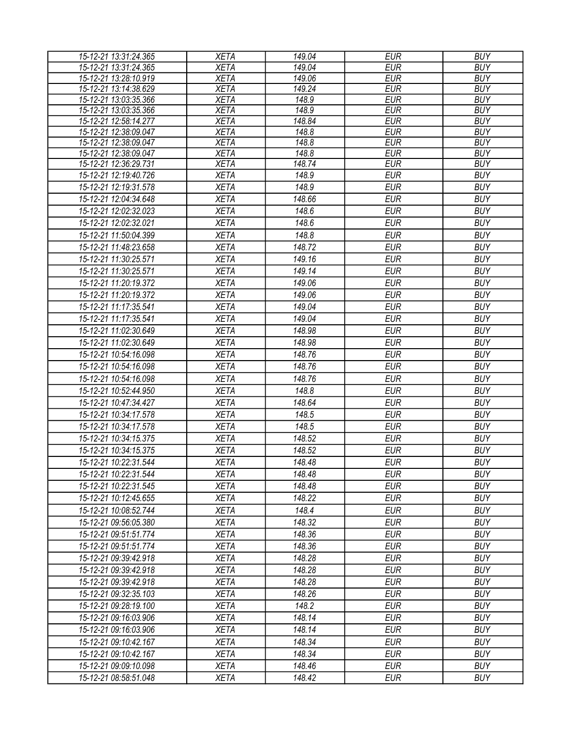| 15-12-21 13:31:24.365 | XETA | 149.04 | EUR | BUY |
|---|---|---|---|---|
| 15-12-21 13:31:24.365 | XETA | 149.04 | EUR | BUY |
| 15-12-21 13:28:10.919 | XETA | 149.06 | EUR | BUY |
| 15-12-21 13:14:38.629 | XETA | 149.24 | EUR | BUY |
| 15-12-21 13:03:35.366 | XETA | 148.9 | EUR | BUY |
| 15-12-21 13:03:35.366 | XETA | 148.9 | EUR | BUY |
| 15-12-21 12:58:14.277 | XETA | 148.84 | EUR | BUY |
| 15-12-21 12:38:09.047 | XETA | 148.8 | EUR | BUY |
| 15-12-21 12:38:09.047 | XETA | 148.8 | EUR | BUY |
| 15-12-21 12:38:09.047 | XETA | 148.8 | EUR | BUY |
| 15-12-21 12:36:29.731 | XETA | 148.74 | EUR | BUY |
| 15-12-21 12:19:40.726 | XETA | 148.9 | EUR | BUY |
| 15-12-21 12:19:31.578 | XETA | 148.9 | EUR | BUY |
| 15-12-21 12:04:34.648 | XETA | 148.66 | EUR | BUY |
| 15-12-21 12:02:32.023 | XETA | 148.6 | EUR | BUY |
| 15-12-21 12:02:32.021 | XETA | 148.6 | EUR | BUY |
| 15-12-21 11:50:04.399 | XETA | 148.8 | EUR | BUY |
| 15-12-21 11:48:23.658 | XETA | 148.72 | EUR | BUY |
| 15-12-21 11:30:25.571 | XETA | 149.16 | EUR | BUY |
| 15-12-21 11:30:25.571 | XETA | 149.14 | EUR | BUY |
| 15-12-21 11:20:19.372 | XETA | 149.06 | EUR | BUY |
| 15-12-21 11:20:19.372 | XETA | 149.06 | EUR | BUY |
| 15-12-21 11:17:35.541 | XETA | 149.04 | EUR | BUY |
| 15-12-21 11:17:35.541 | XETA | 149.04 | EUR | BUY |
| 15-12-21 11:02:30.649 | XETA | 148.98 | EUR | BUY |
| 15-12-21 11:02:30.649 | XETA | 148.98 | EUR | BUY |
| 15-12-21 10:54:16.098 | XETA | 148.76 | EUR | BUY |
| 15-12-21 10:54:16.098 | XETA | 148.76 | EUR | BUY |
| 15-12-21 10:54:16.098 | XETA | 148.76 | EUR | BUY |
| 15-12-21 10:52:44.950 | XETA | 148.8 | EUR | BUY |
| 15-12-21 10:47:34.427 | XETA | 148.64 | EUR | BUY |
| 15-12-21 10:34:17.578 | XETA | 148.5 | EUR | BUY |
| 15-12-21 10:34:17.578 | XETA | 148.5 | EUR | BUY |
| 15-12-21 10:34:15.375 | XETA | 148.52 | EUR | BUY |
| 15-12-21 10:34:15.375 | XETA | 148.52 | EUR | BUY |
| 15-12-21 10:22:31.544 | XETA | 148.48 | EUR | BUY |
| 15-12-21 10:22:31.544 | XETA | 148.48 | EUR | BUY |
| 15-12-21 10:22:31.545 | XETA | 148.48 | EUR | BUY |
| 15-12-21 10:12:45.655 | XETA | 148.22 | EUR | BUY |
| 15-12-21 10:08:52.744 | XETA | 148.4 | EUR | BUY |
| 15-12-21 09:56:05.380 | XETA | 148.32 | EUR | BUY |
| 15-12-21 09:51:51.774 | XETA | 148.36 | EUR | BUY |
| 15-12-21 09:51:51.774 | XETA | 148.36 | EUR | BUY |
| 15-12-21 09:39:42.918 | XETA | 148.28 | EUR | BUY |
| 15-12-21 09:39:42.918 | XETA | 148.28 | EUR | BUY |
| 15-12-21 09:39:42.918 | XETA | 148.28 | EUR | BUY |
| 15-12-21 09:32:35.103 | XETA | 148.26 | EUR | BUY |
| 15-12-21 09:28:19.100 | XETA | 148.2 | EUR | BUY |
| 15-12-21 09:16:03.906 | XETA | 148.14 | EUR | BUY |
| 15-12-21 09:16:03.906 | XETA | 148.14 | EUR | BUY |
| 15-12-21 09:10:42.167 | XETA | 148.34 | EUR | BUY |
| 15-12-21 09:10:42.167 | XETA | 148.34 | EUR | BUY |
| 15-12-21 09:09:10.098 | XETA | 148.46 | EUR | BUY |
| 15-12-21 08:58:51.048 | XETA | 148.42 | EUR | BUY |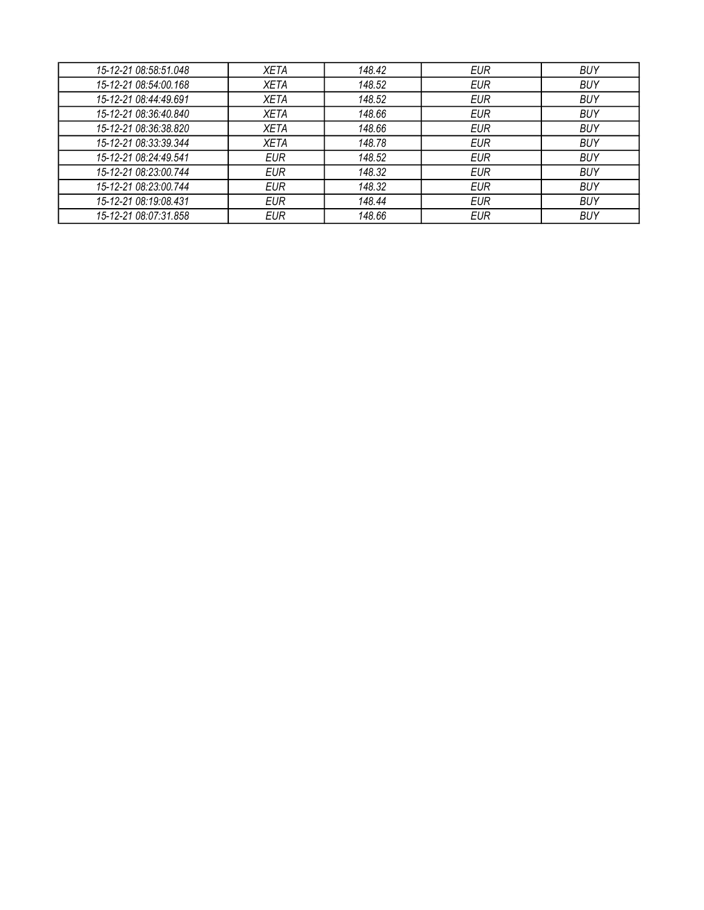| | | | | |
|---|---|---|---|---|
| *15-12-21 08:58:51.048* | *XETA* | *148.42* | *EUR* | *BUY* |
| *15-12-21 08:54:00.168* | *XETA* | *148.52* | *EUR* | *BUY* |
| *15-12-21 08:44:49.691* | *XETA* | *148.52* | *EUR* | *BUY* |
| *15-12-21 08:36:40.840* | *XETA* | *148.66* | *EUR* | *BUY* |
| *15-12-21 08:36:38.820* | *XETA* | *148.66* | *EUR* | *BUY* |
| *15-12-21 08:33:39.344* | *XETA* | *148.78* | *EUR* | *BUY* |
| *15-12-21 08:24:49.541* | *EUR* | *148.52* | *EUR* | *BUY* |
| *15-12-21 08:23:00.744* | *EUR* | *148.32* | *EUR* | *BUY* |
| *15-12-21 08:23:00.744* | *EUR* | *148.32* | *EUR* | *BUY* |
| *15-12-21 08:19:08.431* | *EUR* | *148.44* | *EUR* | *BUY* |
| *15-12-21 08:07:31.858* | *EUR* | *148.66* | *EUR* | *BUY* |